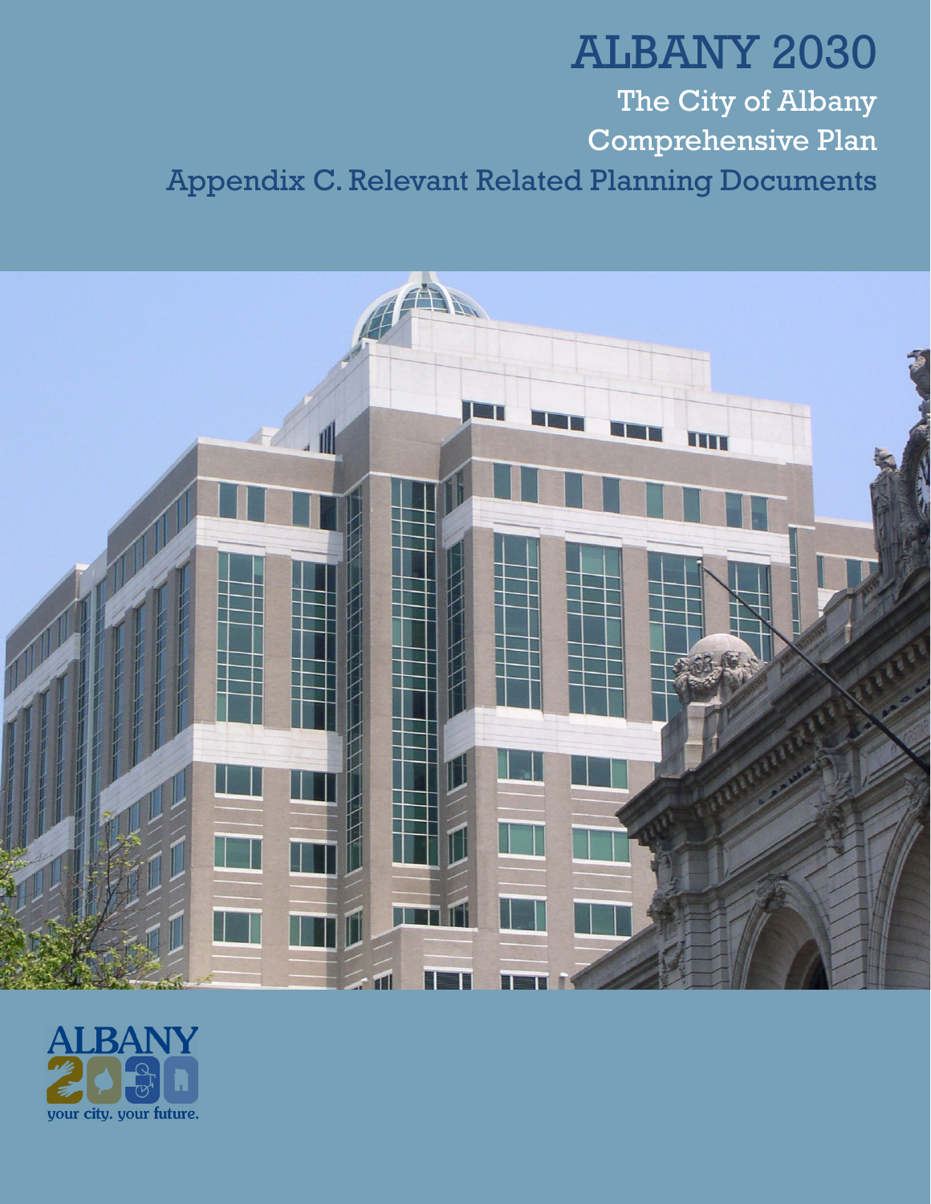# ALBANY 2030

## The City of Albany
## Comprehensive Plan
## Appendix C. Relevant Related Planning Documents

ALBANY 2030

your city. your future.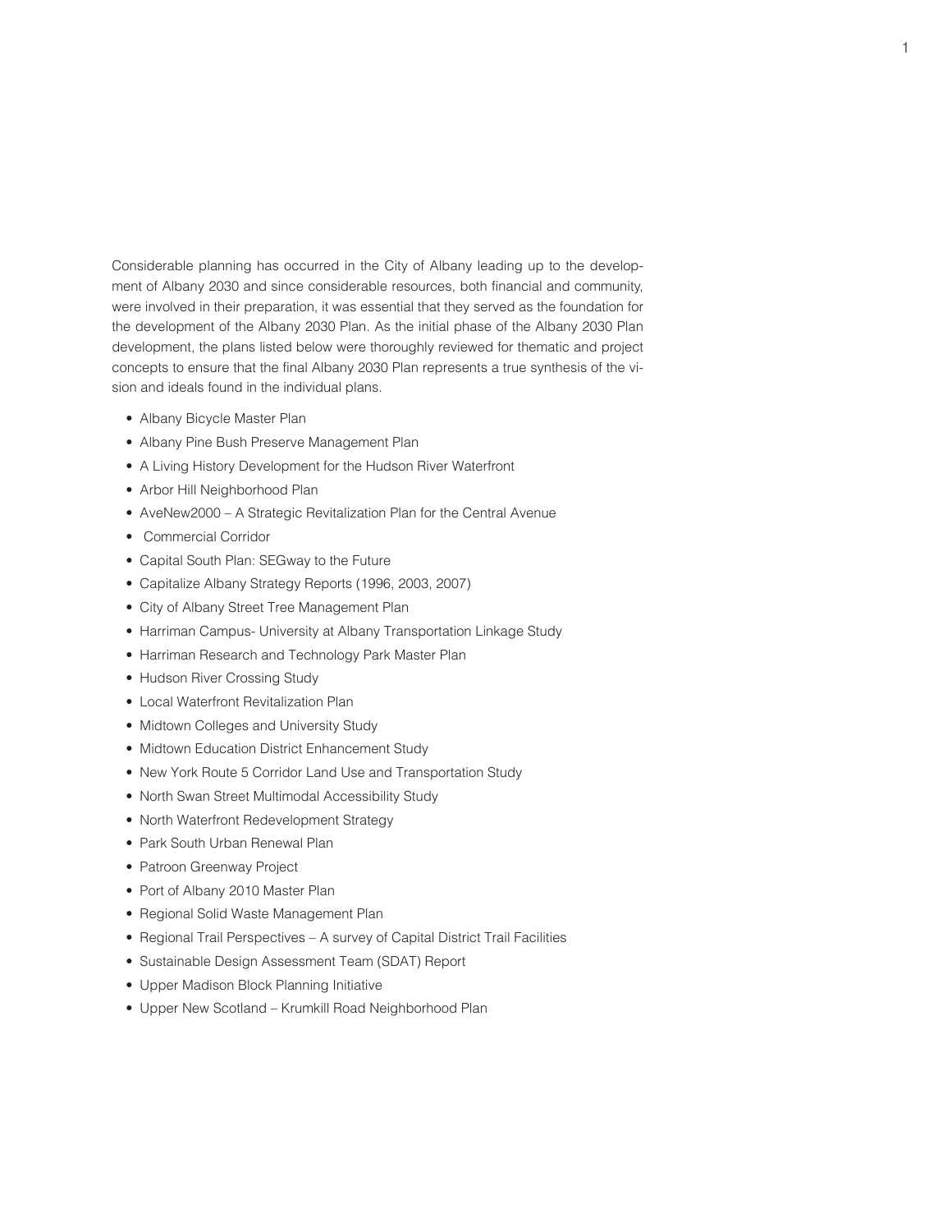Considerable planning has occurred in the City of Albany leading up to the development of Albany 2030 and since considerable resources, both financial and community, were involved in their preparation, it was essential that they served as the foundation for the development of the Albany 2030 Plan. As the initial phase of the Albany 2030 Plan development, the plans listed below were thoroughly reviewed for thematic and project concepts to ensure that the final Albany 2030 Plan represents a true synthesis of the vision and ideals found in the individual plans.

- Albany Bicycle Master Plan
- Albany Pine Bush Preserve Management Plan
- A Living History Development for the Hudson River Waterfront
- Arbor Hill Neighborhood Plan
- AveNew2000 – A Strategic Revitalization Plan for the Central Avenue
- Commercial Corridor
- Capital South Plan: SEGway to the Future
- Capitalize Albany Strategy Reports (1996, 2003, 2007)
- City of Albany Street Tree Management Plan
- Harriman Campus- University at Albany Transportation Linkage Study
- Harriman Research and Technology Park Master Plan
- Hudson River Crossing Study
- Local Waterfront Revitalization Plan
- Midtown Colleges and University Study
- Midtown Education District Enhancement Study
- New York Route 5 Corridor Land Use and Transportation Study
- North Swan Street Multimodal Accessibility Study
- North Waterfront Redevelopment Strategy
- Park South Urban Renewal Plan
- Patroon Greenway Project
- Port of Albany 2010 Master Plan
- Regional Solid Waste Management Plan
- Regional Trail Perspectives – A survey of Capital District Trail Facilities
- Sustainable Design Assessment Team (SDAT) Report
- Upper Madison Block Planning Initiative
- Upper New Scotland – Krumkill Road Neighborhood Plan